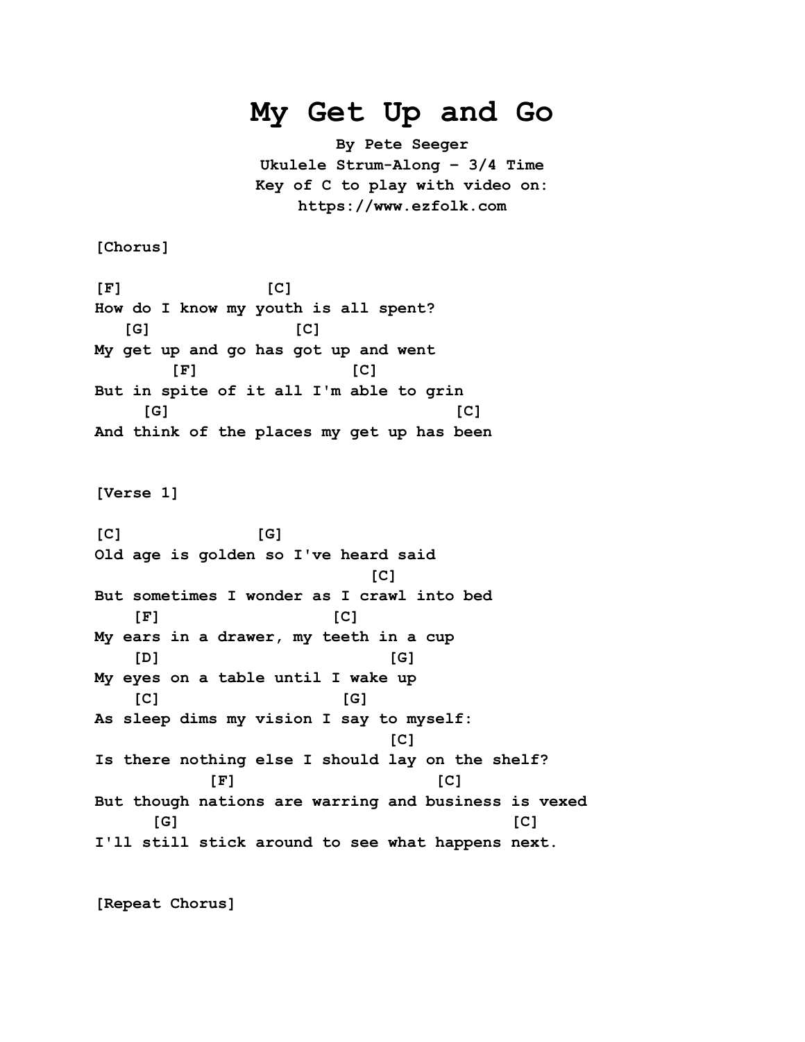# My Get Up and Go

**By Pete Seeger**
**Ukulele Strum-Along - 3/4 Time**
**Key of C to play with video on:**
**https://www.ezfolk.com**

[Chorus]

```
[F]               [C]
How do I know my youth is all spent?
   [G]               [C]
My get up and go has got up and went
        [F]              [C]
But in spite of it all I'm able to grin
     [G]                               [C]
And think of the places my get up has been
```

[Verse 1]

```
[C]             [G]
Old age is golden so I've heard said
                              [C]
But sometimes I wonder as I crawl into bed
    [F]                [C]
My ears in a drawer, my teeth in a cup
    [D]                      [G]
My eyes on a table until I wake up
    [C]                 [G]
As sleep dims my vision I say to myself:
                               [C]
Is there nothing else I should lay on the shelf?
            [F]                   [C]
But though nations are warring and business is vexed
      [G]                                  [C]
I'll still stick around to see what happens next.
```

[Repeat Chorus]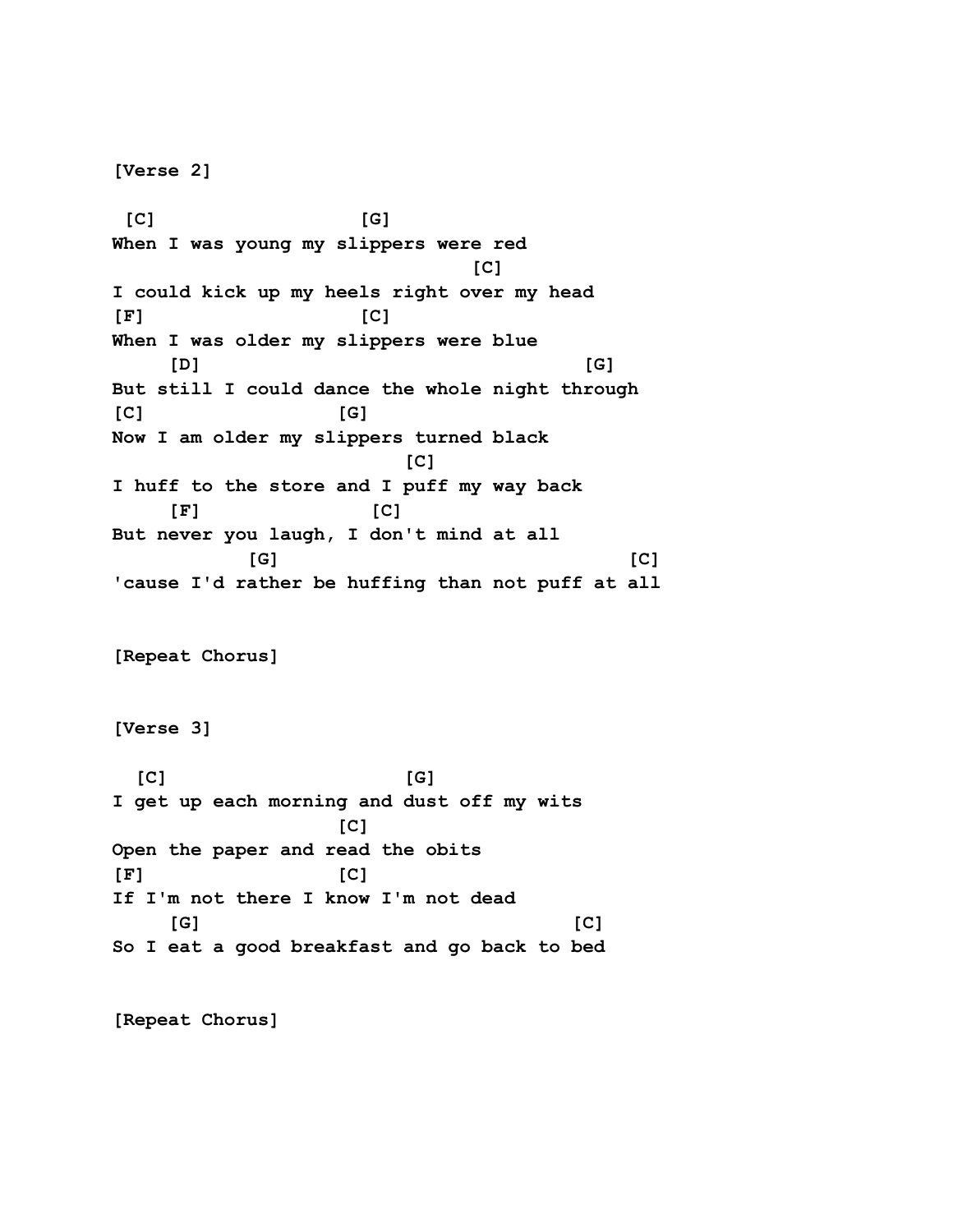```
[Verse 2]

 [C]                  [G]
When I was young my slippers were red
                                [C]
I could kick up my heels right over my head
[F]                   [C]
When I was older my slippers were blue
     [D]                                [G]
But still I could dance the whole night through
[C]                 [G]
Now I am older my slippers turned black
                          [C]
I huff to the store and I puff my way back
     [F]              [C]
But never you laugh, I don't mind at all
            [G]                               [C]
'cause I'd rather be huffing than not puff at all


[Repeat Chorus]


[Verse 3]

  [C]                       [G]
I get up each morning and dust off my wits
                    [C]
Open the paper and read the obits
[F]                 [C]
If I'm not there I know I'm not dead
     [G]                               [C]
So I eat a good breakfast and go back to bed


[Repeat Chorus]
```